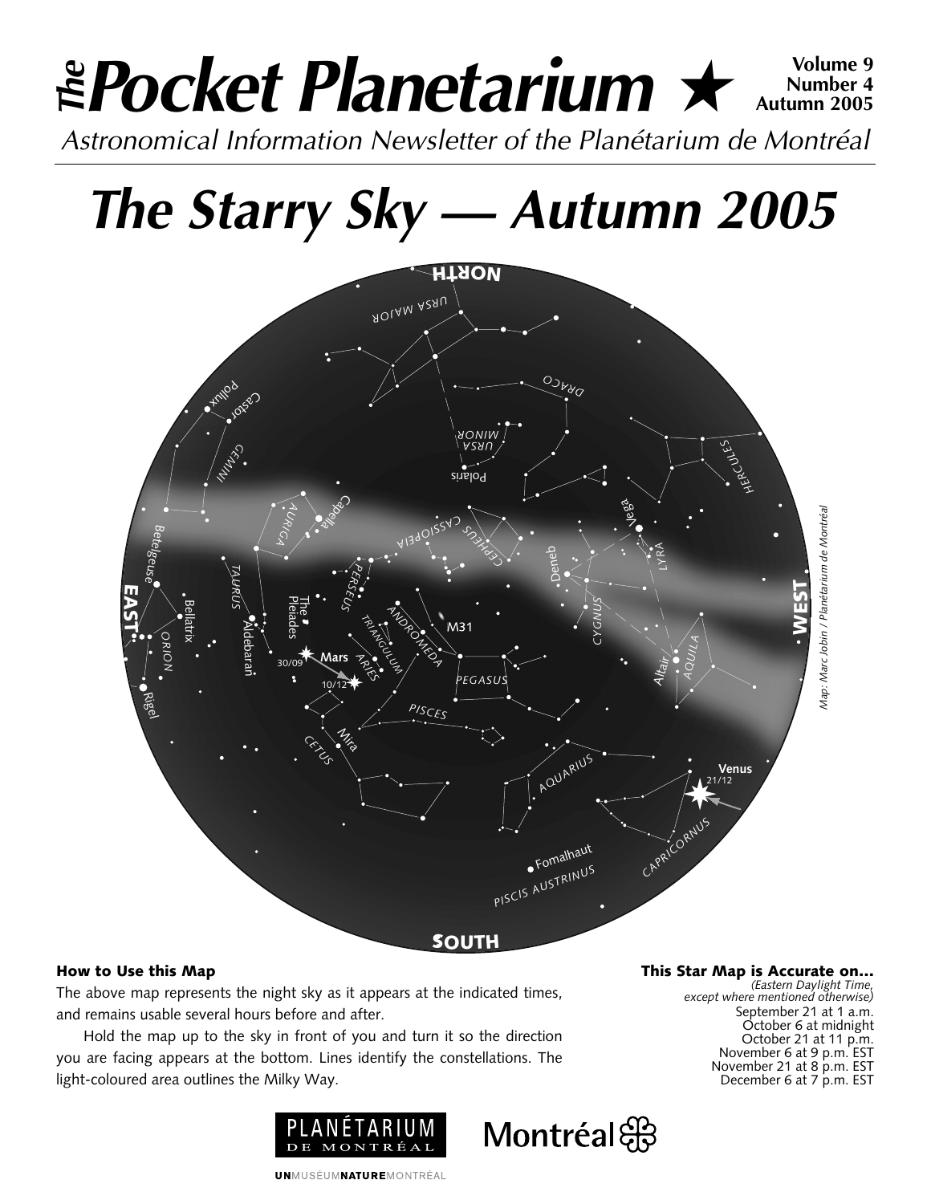# *The* Pocket Planetarium ★

**Volume 9**
**Number 4**
**Autumn 2005**

*Astronomical Information Newsletter of the Planétarium de Montréal*

# *The Starry Sky — Autumn 2005*

*Map: Marc Jobin / Planétarium de Montréal*

### How to Use this Map

The above map represents the night sky as it appears at the indicated times, and remains usable several hours before and after.

Hold the map up to the sky in front of you and turn it so the direction you are facing appears at the bottom. Lines identify the constellations. The light-coloured area outlines the Milky Way.

### This Star Map is Accurate on...

*(Eastern Daylight Time, except where mentioned otherwise)*

September 21 at 1 a.m.
October 6 at midnight
October 21 at 11 p.m.
November 6 at 9 p.m. EST
November 21 at 8 p.m. EST
December 6 at 7 p.m. EST

PLANÉTARIUM DE MONTRÉAL

Montréal

UNMUSÉUMNATUREMONTRÉAL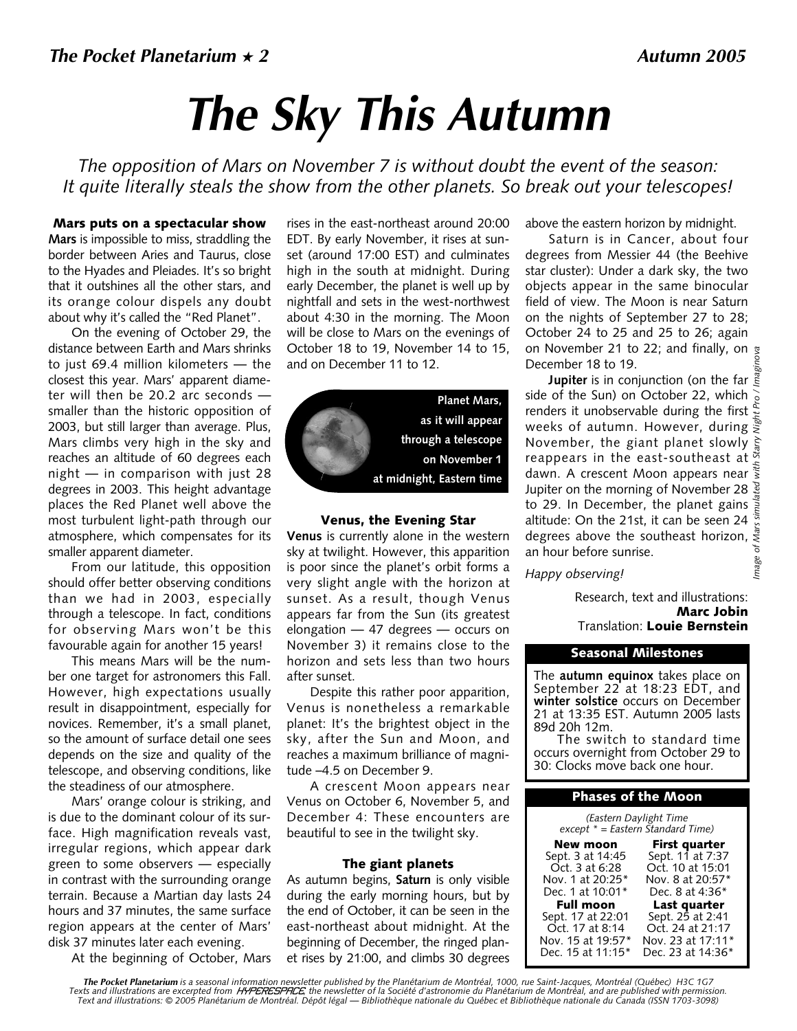# The Sky This Autumn

*The opposition of Mars on November 7 is without doubt the event of the season: It quite literally steals the show from the other planets. So break out your telescopes!*

### Mars puts on a spectacular show

**Mars** is impossible to miss, straddling the border between Aries and Taurus, close to the Hyades and Pleiades. It's so bright that it outshines all the other stars, and its orange colour dispels any doubt about why it's called the "Red Planet".

On the evening of October 29, the distance between Earth and Mars shrinks to just 69.4 million kilometers — the closest this year. Mars' apparent diameter will then be 20.2 arc seconds — smaller than the historic opposition of 2003, but still larger than average. Plus, Mars climbs very high in the sky and reaches an altitude of 60 degrees each night — in comparison with just 28 degrees in 2003. This height advantage places the Red Planet well above the most turbulent light-path through our atmosphere, which compensates for its smaller apparent diameter.

From our latitude, this opposition should offer better observing conditions than we had in 2003, especially through a telescope. In fact, conditions for observing Mars won't be this favourable again for another 15 years!

This means Mars will be the number one target for astronomers this Fall. However, high expectations usually result in disappointment, especially for novices. Remember, it's a small planet, so the amount of surface detail one sees depends on the size and quality of the telescope, and observing conditions, like the steadiness of our atmosphere.

Mars' orange colour is striking, and is due to the dominant colour of its surface. High magnification reveals vast, irregular regions, which appear dark green to some observers — especially in contrast with the surrounding orange terrain. Because a Martian day lasts 24 hours and 37 minutes, the same surface region appears at the center of Mars' disk 37 minutes later each evening.

At the beginning of October, Mars rises in the east-northeast around 20:00 EDT. By early November, it rises at sunset (around 17:00 EST) and culminates high in the south at midnight. During early December, the planet is well up by nightfall and sets in the west-northwest about 4:30 in the morning. The Moon will be close to Mars on the evenings of October 18 to 19, November 14 to 15, and on December 11 to 12.

Planet Mars, as it will appear through a telescope on November 1 at midnight, Eastern time

*Image of Mars simulated with Starry Night Pro / Imaginova*

### Venus, the Evening Star

**Venus** is currently alone in the western sky at twilight. However, this apparition is poor since the planet's orbit forms a very slight angle with the horizon at sunset. As a result, though Venus appears far from the Sun (its greatest elongation — 47 degrees — occurs on November 3) it remains close to the horizon and sets less than two hours after sunset.

Despite this rather poor apparition, Venus is nonetheless a remarkable planet: It's the brightest object in the sky, after the Sun and Moon, and reaches a maximum brilliance of magnitude –4.5 on December 9.

A crescent Moon appears near Venus on October 6, November 5, and December 4: These encounters are beautiful to see in the twilight sky.

### The giant planets

As autumn begins, **Saturn** is only visible during the early morning hours, but by the end of October, it can be seen in the east-northeast about midnight. At the beginning of December, the ringed planet rises by 21:00, and climbs 30 degrees above the eastern horizon by midnight.

Saturn is in Cancer, about four degrees from Messier 44 (the Beehive star cluster): Under a dark sky, the two objects appear in the same binocular field of view. The Moon is near Saturn on the nights of September 27 to 28; October 24 to 25 and 25 to 26; again on November 21 to 22; and finally, on December 18 to 19.

**Jupiter** is in conjunction (on the far side of the Sun) on October 22, which renders it unobservable during the first weeks of autumn. However, during November, the giant planet slowly reappears in the east-southeast at dawn. A crescent Moon appears near Jupiter on the morning of November 28 to 29. In December, the planet gains altitude: On the 21st, it can be seen 24 degrees above the southeast horizon, an hour before sunrise.

*Happy observing!*

Research, text and illustrations: **Marc Jobin**
Translation: **Louie Bernstein**

### Seasonal Milestones

The **autumn equinox** takes place on September 22 at 18:23 EDT, and **winter solstice** occurs on December 21 at 13:35 EST. Autumn 2005 lasts 89d 20h 12m.

The switch to standard time occurs overnight from October 29 to 30: Clocks move back one hour.

### Phases of the Moon

*(Eastern Daylight Time except * = Eastern Standard Time)*

| New moon | First quarter |
|---|---|
| Sept. 3 at 14:45 | Sept. 11 at 7:37 |
| Oct. 3 at 6:28 | Oct. 10 at 15:01 |
| Nov. 1 at 20:25* | Nov. 8 at 20:57* |
| Dec. 1 at 10:01* | Dec. 8 at 4:36* |
| **Full moon** | **Last quarter** |
| Sept. 17 at 22:01 | Sept. 25 at 2:41 |
| Oct. 17 at 8:14 | Oct. 24 at 21:17 |
| Nov. 15 at 19:57* | Nov. 23 at 17:11* |
| Dec. 15 at 11:15* | Dec. 23 at 14:36* |

*The Pocket Planetarium* is a seasonal information newsletter published by the Planétarium de Montréal, 1000, rue Saint-Jacques, Montréal (Québec) H3C 1G7
Texts and illustrations are excerpted from *HYPERESPACE*, the newsletter of la Société d'astronomie du Planétarium de Montréal, and are published with permission.
Text and illustrations: © 2005 Planétarium de Montréal. Dépôt légal — Bibliothèque nationale du Québec et Bibliothèque nationale du Canada (ISSN 1703-3098)